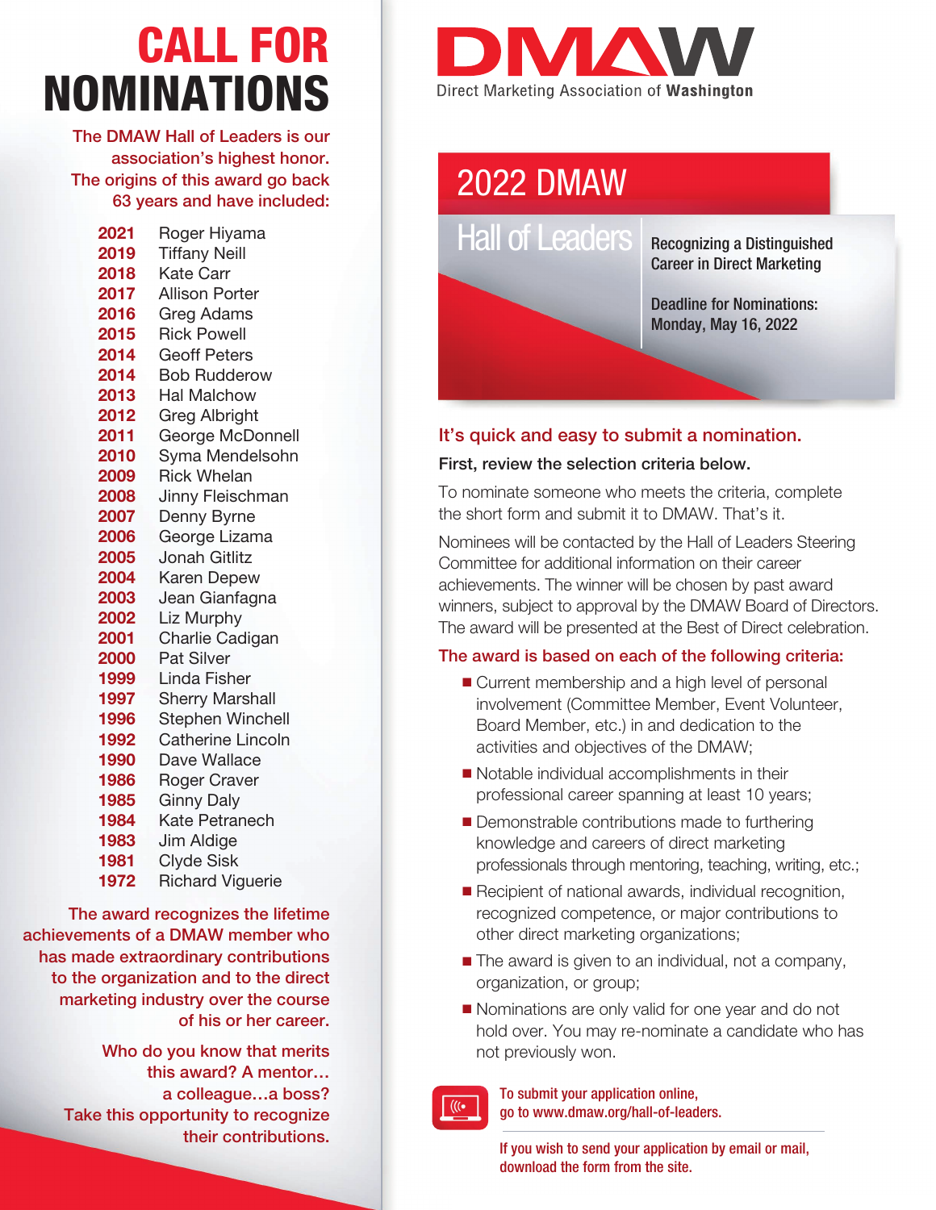# CALL FOR NOMINATIONS

The DMAW Hall of Leaders is our association's highest honor. The origins of this award go back 63 years and have included:

| | |
|---|---|
| **2021** | Roger Hiyama |
| **2019** | Tiffany Neill |
| **2018** | Kate Carr |
| **2017** | Allison Porter |
| **2016** | Greg Adams |
| **2015** | Rick Powell |
| **2014** | Geoff Peters |
| **2014** | Bob Rudderow |
| **2013** | Hal Malchow |
| **2012** | Greg Albright |
| **2011** | George McDonnell |
| **2010** | Syma Mendelsohn |
| **2009** | Rick Whelan |
| **2008** | Jinny Fleischman |
| **2007** | Denny Byrne |
| **2006** | George Lizama |
| **2005** | Jonah Gitlitz |
| **2004** | Karen Depew |
| **2003** | Jean Gianfagna |
| **2002** | Liz Murphy |
| **2001** | Charlie Cadigan |
| **2000** | Pat Silver |
| **1999** | Linda Fisher |
| **1997** | Sherry Marshall |
| **1996** | Stephen Winchell |
| **1992** | Catherine Lincoln |
| **1990** | Dave Wallace |
| **1986** | Roger Craver |
| **1985** | Ginny Daly |
| **1984** | Kate Petranech |
| **1983** | Jim Aldige |
| **1981** | Clyde Sisk |
| **1972** | Richard Viguerie |

The award recognizes the lifetime achievements of a DMAW member who has made extraordinary contributions to the organization and to the direct marketing industry over the course of his or her career.

Who do you know that merits this award? A mentor… a colleague…a boss? Take this opportunity to recognize their contributions.

DMAW
Direct Marketing Association of **Washington**

## 2022 DMAW Hall of Leaders

**Recognizing a Distinguished Career in Direct Marketing**

**Deadline for Nominations: Monday, May 16, 2022**

### It's quick and easy to submit a nomination.

**First, review the selection criteria below.**

To nominate someone who meets the criteria, complete the short form and submit it to DMAW. That's it.

Nominees will be contacted by the Hall of Leaders Steering Committee for additional information on their career achievements. The winner will be chosen by past award winners, subject to approval by the DMAW Board of Directors. The award will be presented at the Best of Direct celebration.

### The award is based on each of the following criteria:

- Current membership and a high level of personal involvement (Committee Member, Event Volunteer, Board Member, etc.) in and dedication to the activities and objectives of the DMAW;
- Notable individual accomplishments in their professional career spanning at least 10 years;
- Demonstrable contributions made to furthering knowledge and careers of direct marketing professionals through mentoring, teaching, writing, etc.;
- Recipient of national awards, individual recognition, recognized competence, or major contributions to other direct marketing organizations;
- The award is given to an individual, not a company, organization, or group;
- Nominations are only valid for one year and do not hold over. You may re-nominate a candidate who has not previously won.

To submit your application online, go to www.dmaw.org/hall-of-leaders.

If you wish to send your application by email or mail, download the form from the site.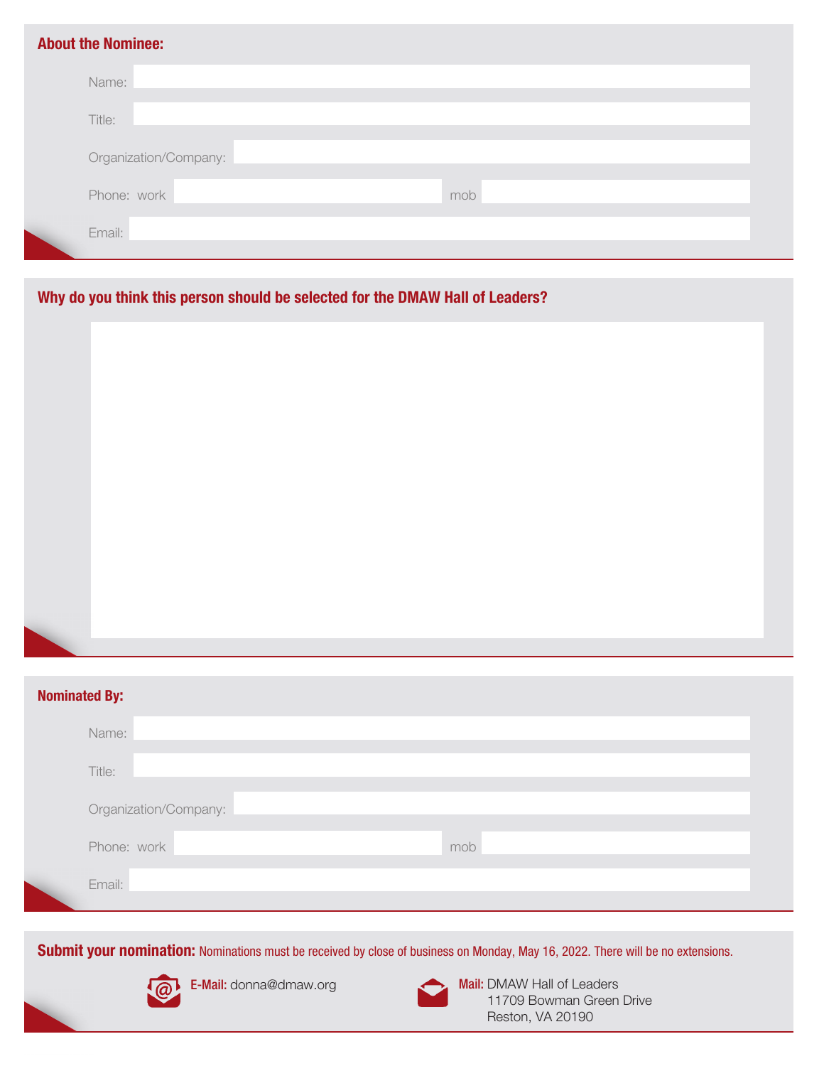## About the Nominee:

Name:

Title:

Organization/Company:

Phone: work mob

Email:

## Why do you think this person should be selected for the DMAW Hall of Leaders?

## Nominated By:

Name:

Title:

Organization/Company:

Phone: work mob

Email:

**Submit your nomination:** Nominations must be received by close of business on Monday, May 16, 2022. There will be no extensions.

**E-Mail:** donna@dmaw.org

**Mail:** DMAW Hall of Leaders
11709 Bowman Green Drive
Reston, VA 20190